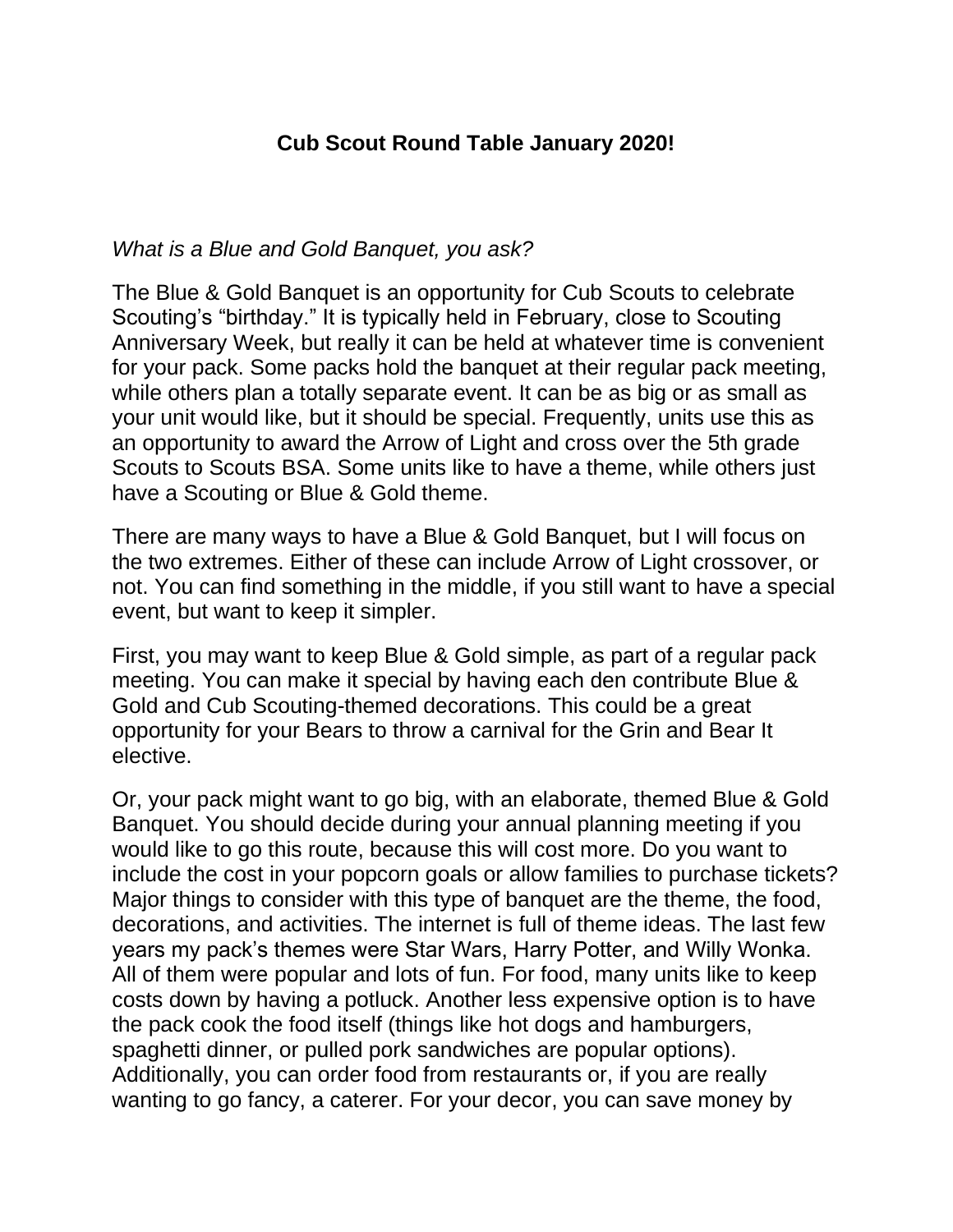## **Cub Scout Round Table January 2020!**

*What is a Blue and Gold Banquet, you ask?*

The Blue & Gold Banquet is an opportunity for Cub Scouts to celebrate Scouting's "birthday." It is typically held in February, close to Scouting Anniversary Week, but really it can be held at whatever time is convenient for your pack. Some packs hold the banquet at their regular pack meeting, while others plan a totally separate event. It can be as big or as small as your unit would like, but it should be special. Frequently, units use this as an opportunity to award the Arrow of Light and cross over the 5th grade Scouts to Scouts BSA. Some units like to have a theme, while others just have a Scouting or Blue & Gold theme.

There are many ways to have a Blue & Gold Banquet, but I will focus on the two extremes. Either of these can include Arrow of Light crossover, or not. You can find something in the middle, if you still want to have a special event, but want to keep it simpler.

First, you may want to keep Blue & Gold simple, as part of a regular pack meeting. You can make it special by having each den contribute Blue & Gold and Cub Scouting-themed decorations. This could be a great opportunity for your Bears to throw a carnival for the Grin and Bear It elective.

Or, your pack might want to go big, with an elaborate, themed Blue & Gold Banquet. You should decide during your annual planning meeting if you would like to go this route, because this will cost more. Do you want to include the cost in your popcorn goals or allow families to purchase tickets? Major things to consider with this type of banquet are the theme, the food, decorations, and activities. The internet is full of theme ideas. The last few years my pack's themes were Star Wars, Harry Potter, and Willy Wonka. All of them were popular and lots of fun. For food, many units like to keep costs down by having a potluck. Another less expensive option is to have the pack cook the food itself (things like hot dogs and hamburgers, spaghetti dinner, or pulled pork sandwiches are popular options). Additionally, you can order food from restaurants or, if you are really wanting to go fancy, a caterer. For your decor, you can save money by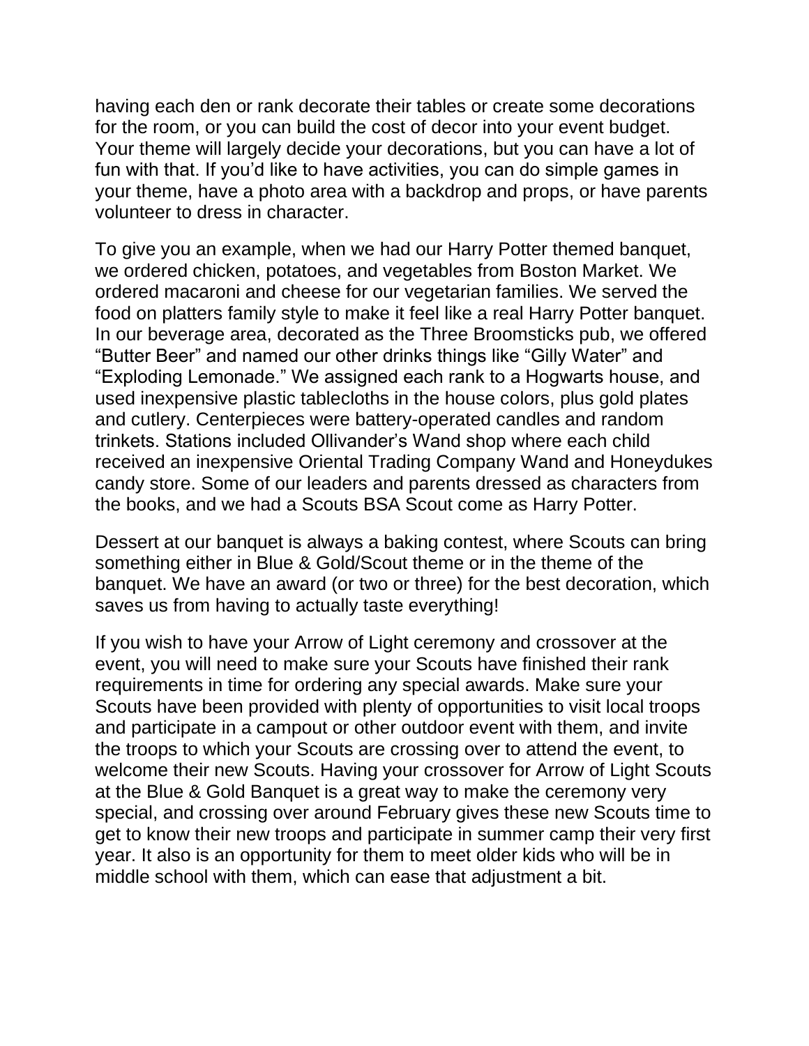having each den or rank decorate their tables or create some decorations for the room, or you can build the cost of decor into your event budget. Your theme will largely decide your decorations, but you can have a lot of fun with that. If you'd like to have activities, you can do simple games in your theme, have a photo area with a backdrop and props, or have parents volunteer to dress in character.

To give you an example, when we had our Harry Potter themed banquet, we ordered chicken, potatoes, and vegetables from Boston Market. We ordered macaroni and cheese for our vegetarian families. We served the food on platters family style to make it feel like a real Harry Potter banquet. In our beverage area, decorated as the Three Broomsticks pub, we offered "Butter Beer" and named our other drinks things like "Gilly Water" and "Exploding Lemonade." We assigned each rank to a Hogwarts house, and used inexpensive plastic tablecloths in the house colors, plus gold plates and cutlery. Centerpieces were battery-operated candles and random trinkets. Stations included Ollivander's Wand shop where each child received an inexpensive Oriental Trading Company Wand and Honeydukes candy store. Some of our leaders and parents dressed as characters from the books, and we had a Scouts BSA Scout come as Harry Potter.

Dessert at our banquet is always a baking contest, where Scouts can bring something either in Blue & Gold/Scout theme or in the theme of the banquet. We have an award (or two or three) for the best decoration, which saves us from having to actually taste everything!

If you wish to have your Arrow of Light ceremony and crossover at the event, you will need to make sure your Scouts have finished their rank requirements in time for ordering any special awards. Make sure your Scouts have been provided with plenty of opportunities to visit local troops and participate in a campout or other outdoor event with them, and invite the troops to which your Scouts are crossing over to attend the event, to welcome their new Scouts. Having your crossover for Arrow of Light Scouts at the Blue & Gold Banquet is a great way to make the ceremony very special, and crossing over around February gives these new Scouts time to get to know their new troops and participate in summer camp their very first year. It also is an opportunity for them to meet older kids who will be in middle school with them, which can ease that adjustment a bit.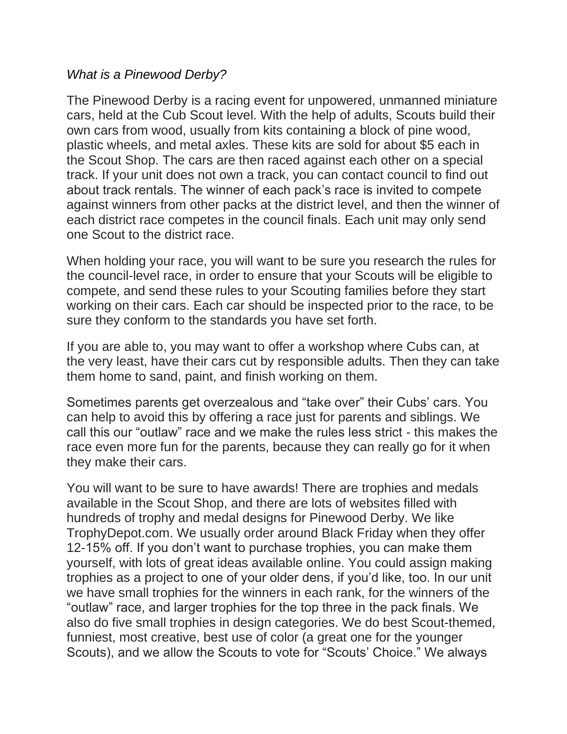*What is a Pinewood Derby?*

The Pinewood Derby is a racing event for unpowered, unmanned miniature cars, held at the Cub Scout level. With the help of adults, Scouts build their own cars from wood, usually from kits containing a block of pine wood, plastic wheels, and metal axles. These kits are sold for about $5 each in the Scout Shop. The cars are then raced against each other on a special track. If your unit does not own a track, you can contact council to find out about track rentals. The winner of each pack's race is invited to compete against winners from other packs at the district level, and then the winner of each district race competes in the council finals. Each unit may only send one Scout to the district race.

When holding your race, you will want to be sure you research the rules for the council-level race, in order to ensure that your Scouts will be eligible to compete, and send these rules to your Scouting families before they start working on their cars. Each car should be inspected prior to the race, to be sure they conform to the standards you have set forth.

If you are able to, you may want to offer a workshop where Cubs can, at the very least, have their cars cut by responsible adults. Then they can take them home to sand, paint, and finish working on them.

Sometimes parents get overzealous and "take over" their Cubs' cars. You can help to avoid this by offering a race just for parents and siblings. We call this our "outlaw" race and we make the rules less strict - this makes the race even more fun for the parents, because they can really go for it when they make their cars.

You will want to be sure to have awards! There are trophies and medals available in the Scout Shop, and there are lots of websites filled with hundreds of trophy and medal designs for Pinewood Derby. We like TrophyDepot.com. We usually order around Black Friday when they offer 12-15% off. If you don't want to purchase trophies, you can make them yourself, with lots of great ideas available online. You could assign making trophies as a project to one of your older dens, if you'd like, too. In our unit we have small trophies for the winners in each rank, for the winners of the "outlaw" race, and larger trophies for the top three in the pack finals. We also do five small trophies in design categories. We do best Scout-themed, funniest, most creative, best use of color (a great one for the younger Scouts), and we allow the Scouts to vote for "Scouts' Choice." We always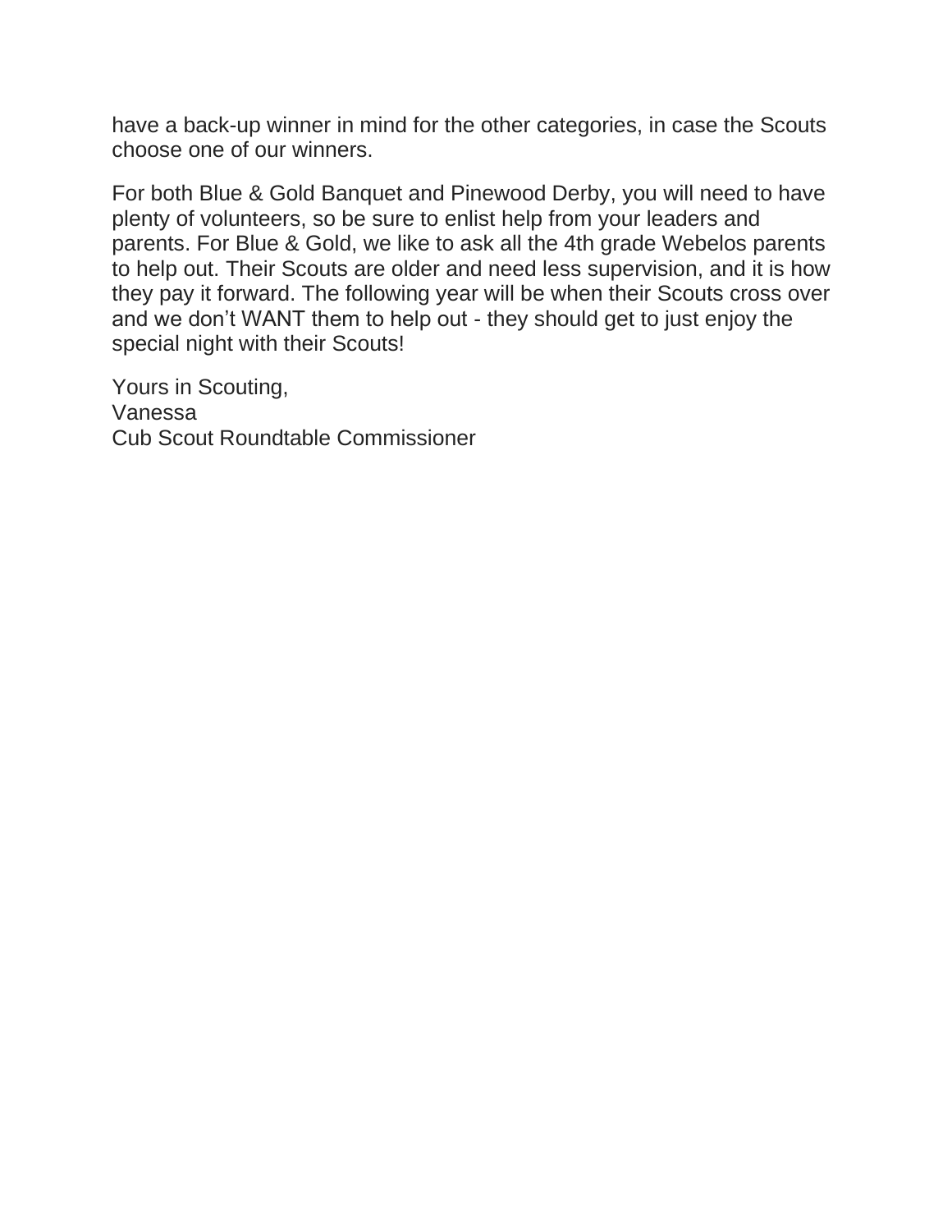have a back-up winner in mind for the other categories, in case the Scouts choose one of our winners.

For both Blue & Gold Banquet and Pinewood Derby, you will need to have plenty of volunteers, so be sure to enlist help from your leaders and parents. For Blue & Gold, we like to ask all the 4th grade Webelos parents to help out. Their Scouts are older and need less supervision, and it is how they pay it forward. The following year will be when their Scouts cross over and we don't WANT them to help out - they should get to just enjoy the special night with their Scouts!

Yours in Scouting,
Vanessa
Cub Scout Roundtable Commissioner